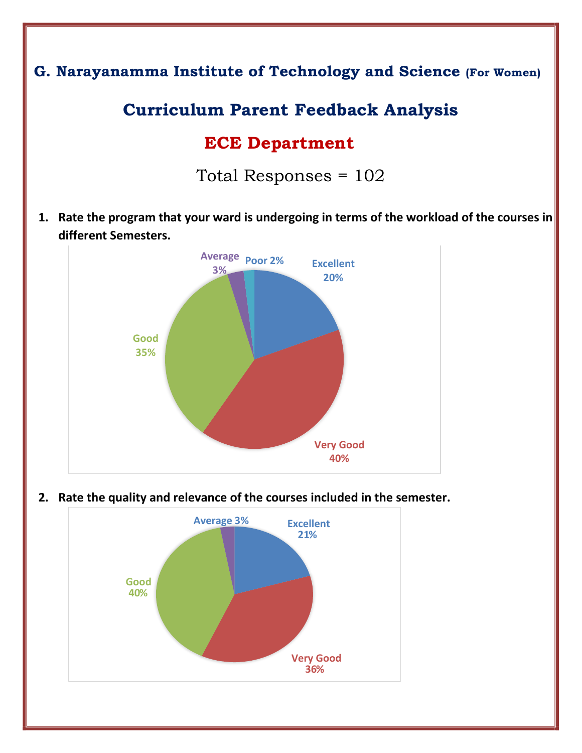# G. Narayanamma Institute of Technology and Science (For Women)

## Curriculum Parent Feedback Analysis

## ECE Department

Total Responses = 102

1. **Rate the program that your ward is undergoing in terms of the workload of the courses in different Semesters.**

| Rating | Percentage |
| --- | --- |
| Excellent | 20% |
| Very Good | 40% |
| Good | 35% |
| Average | 3% |
| Poor | 2% |

2. **Rate the quality and relevance of the courses included in the semester.**

| Rating | Percentage |
| --- | --- |
| Excellent | 21% |
| Very Good | 36% |
| Good | 40% |
| Average | 3% |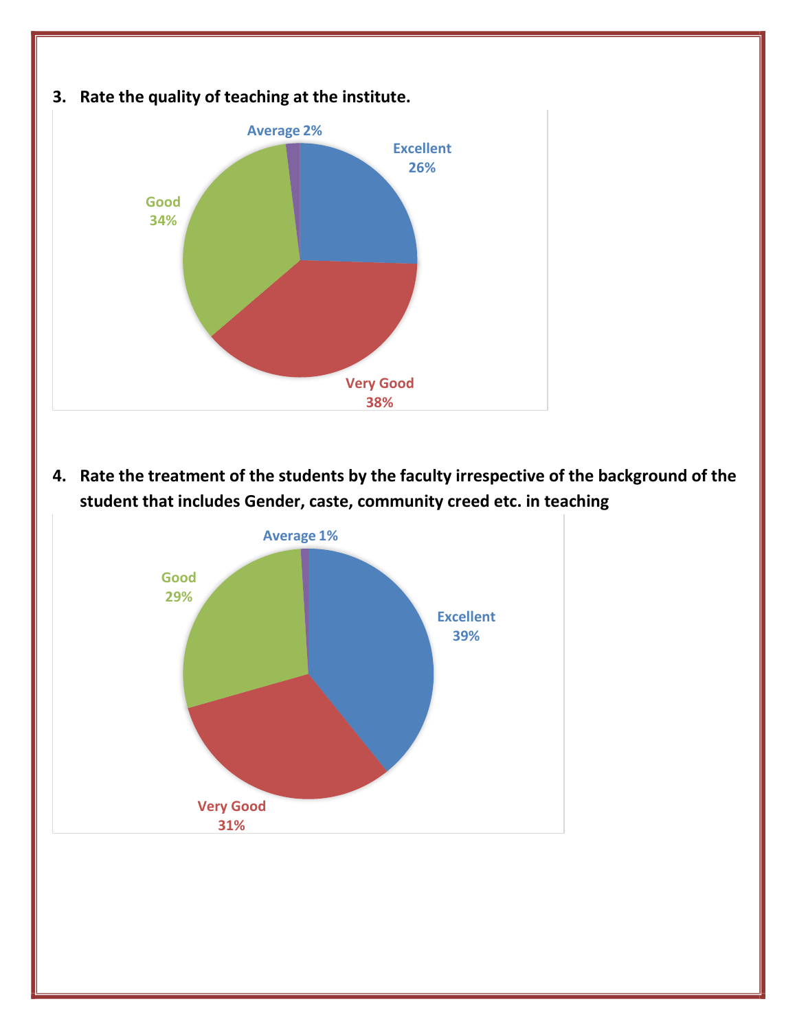3. **Rate the quality of teaching at the institute.**

Average 2%

Excellent 26%

Good 34%

Very Good 38%

4. **Rate the treatment of the students by the faculty irrespective of the background of the student that includes Gender, caste, community creed etc. in teaching**

Average 1%

Good 29%

Excellent 39%

Very Good 31%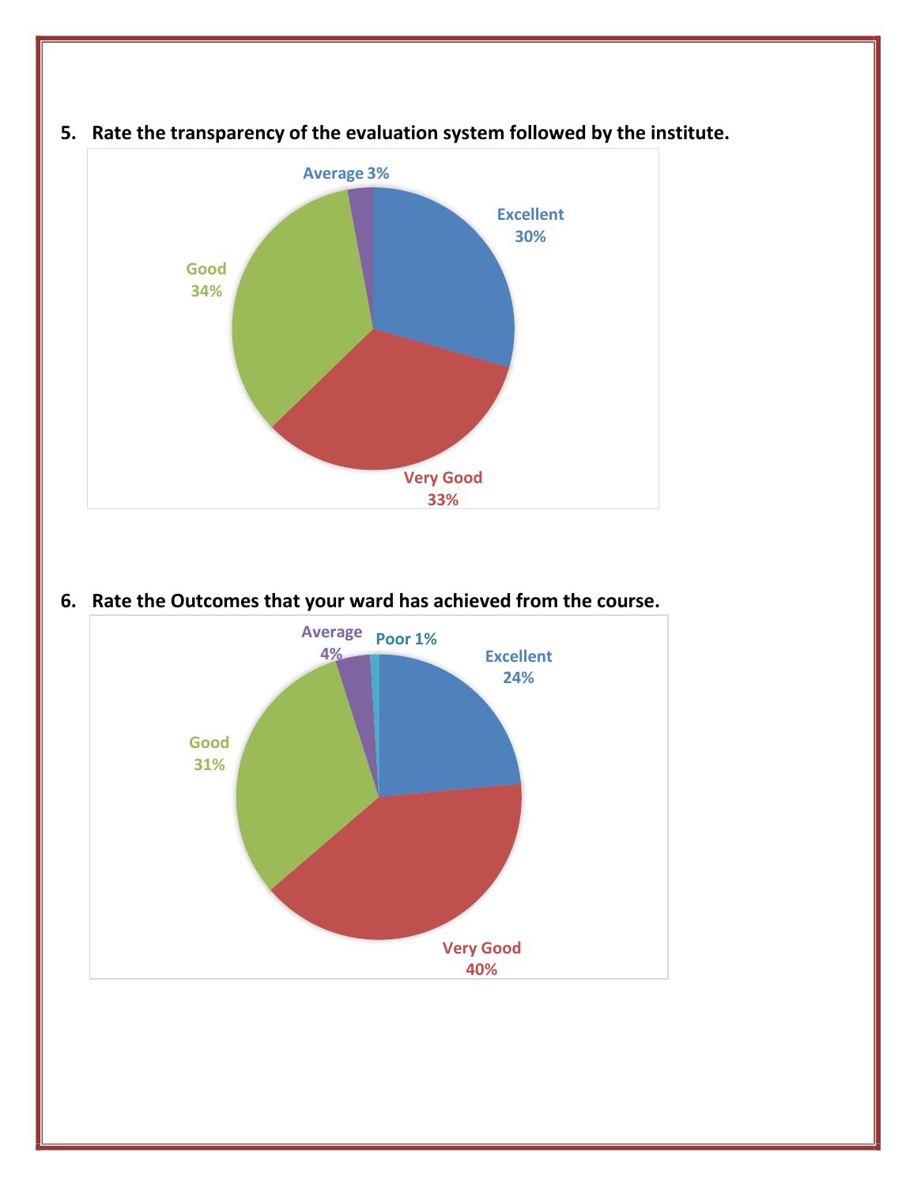5. **Rate the transparency of the evaluation system followed by the institute.**

Average 3%

Excellent 30%

Good 34%

Very Good 33%

6. **Rate the Outcomes that your ward has achieved from the course.**

Average 4%

Poor 1%

Excellent 24%

Good 31%

Very Good 40%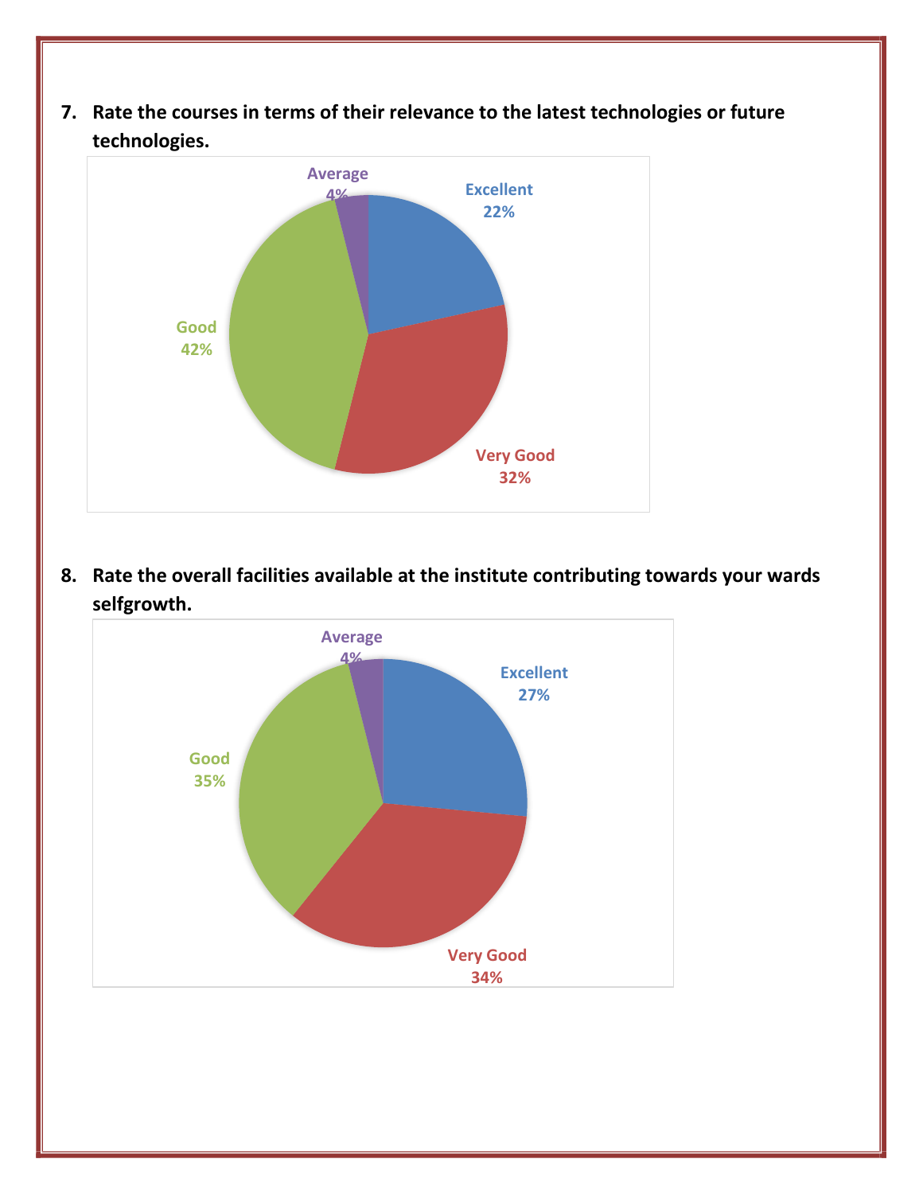7. **Rate the courses in terms of their relevance to the latest technologies or future technologies.**

| Rating | Percentage |
| --- | --- |
| Excellent | 22% |
| Very Good | 32% |
| Good | 42% |
| Average | 4% |

8. **Rate the overall facilities available at the institute contributing towards your wards selfgrowth.**

| Rating | Percentage |
| --- | --- |
| Excellent | 27% |
| Very Good | 34% |
| Good | 35% |
| Average | 4% |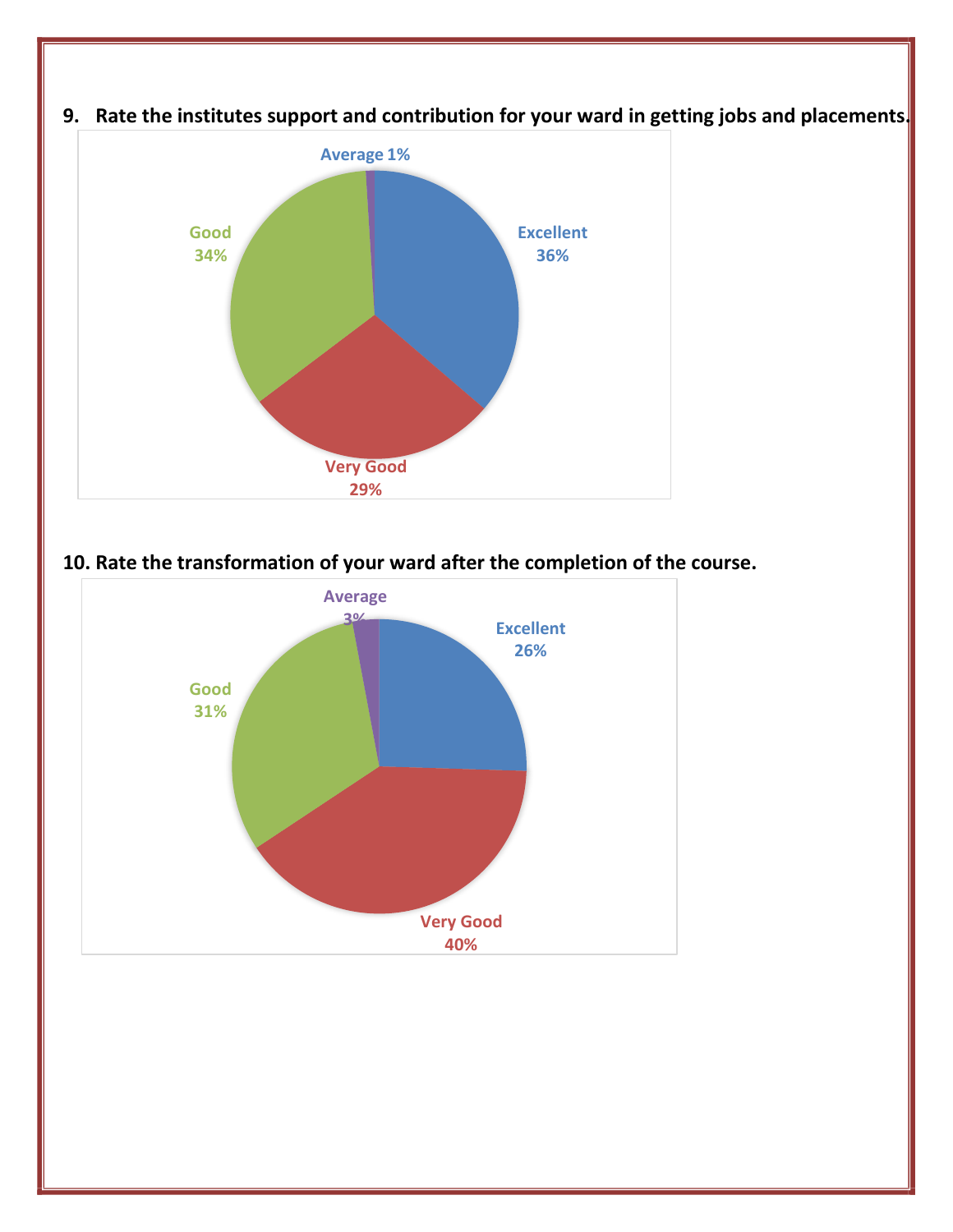9. **Rate the institutes support and contribution for your ward in getting jobs and placements.**

Average 1%

Excellent 36%

Good 34%

Very Good 29%

10. **Rate the transformation of your ward after the completion of the course.**

Average 3%

Excellent 26%

Good 31%

Very Good 40%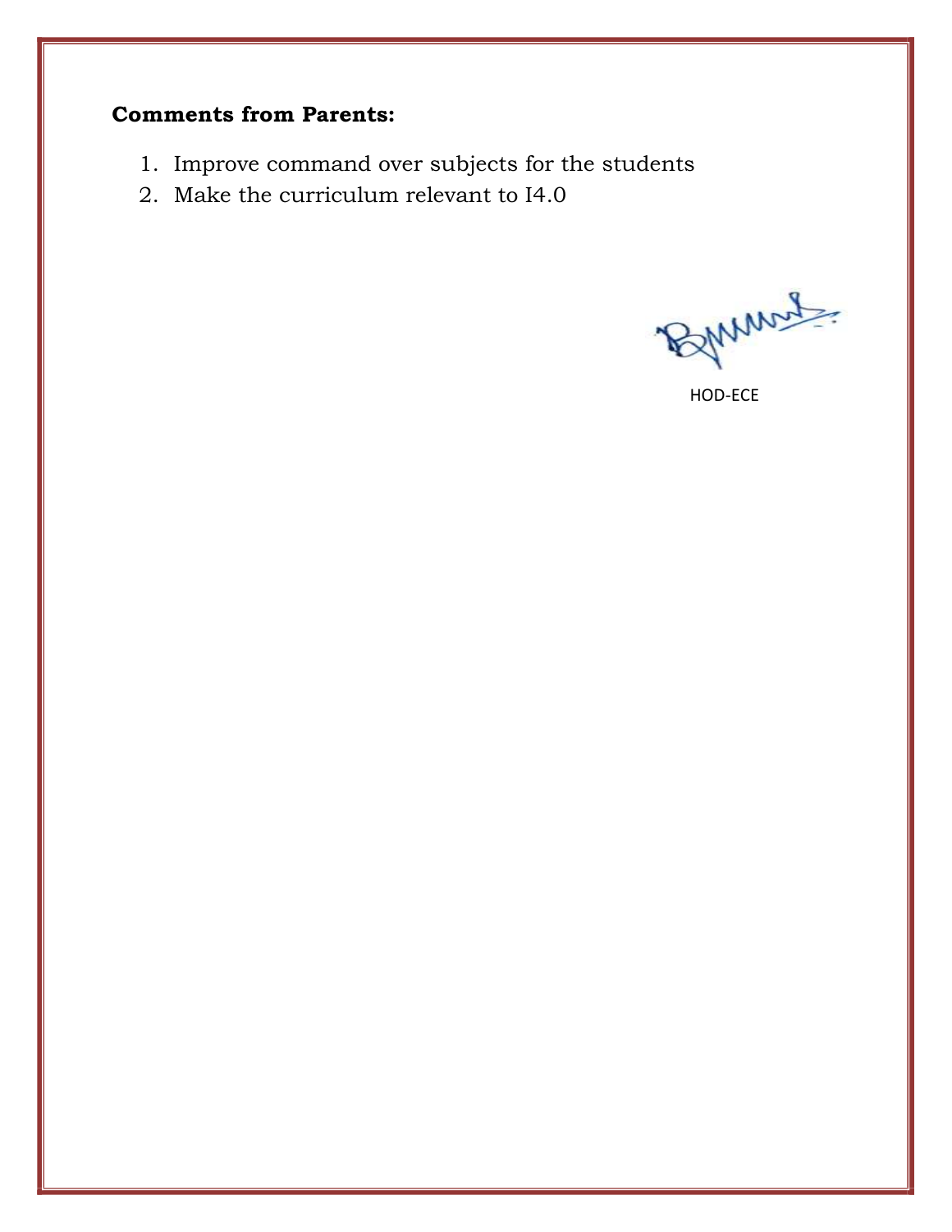**Comments from Parents:**

1. Improve command over subjects for the students
2. Make the curriculum relevant to I4.0

HOD-ECE